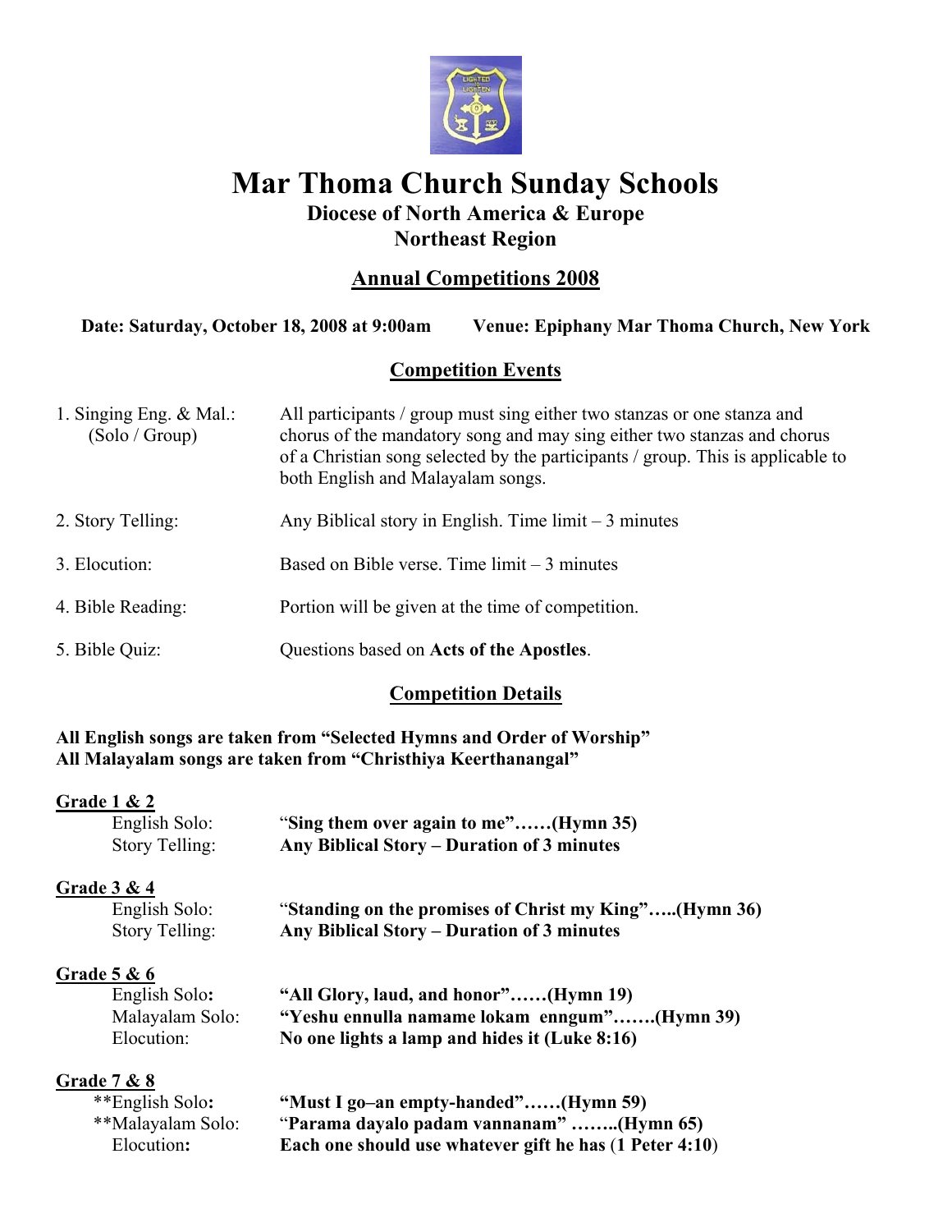# Mar Thoma Church Sunday Schools

### Diocese of North America & Europe
### Northeast Region

## Annual Competitions 2008

**Date: Saturday, October 18, 2008 at 9:00am** **Venue: Epiphany Mar Thoma Church, New York**

## Competition Events

1. Singing Eng. & Mal.: (Solo / Group) — All participants / group must sing either two stanzas or one stanza and chorus of the mandatory song and may sing either two stanzas and chorus of a Christian song selected by the participants / group. This is applicable to both English and Malayalam songs.

2. Story Telling: Any Biblical story in English. Time limit – 3 minutes

3. Elocution: Based on Bible verse. Time limit – 3 minutes

4. Bible Reading: Portion will be given at the time of competition.

5. Bible Quiz: Questions based on **Acts of the Apostles**.

## Competition Details

**All English songs are taken from "Selected Hymns and Order of Worship"**
**All Malayalam songs are taken from "Christhiya Keerthanangal"**

**Grade 1 & 2**

English Solo: "**Sing them over again to me"……(Hymn 35)**
Story Telling: **Any Biblical Story – Duration of 3 minutes**

**Grade 3 & 4**

English Solo: "**Standing on the promises of Christ my King"…..(Hymn 36)**
Story Telling: **Any Biblical Story – Duration of 3 minutes**

**Grade 5 & 6**

English Solo**:** **"All Glory, laud, and honor"……(Hymn 19)**
Malayalam Solo: **"Yeshu ennulla namame lokam enngum"…….(Hymn 39)**
Elocution: **No one lights a lamp and hides it (Luke 8:16)**

**Grade 7 & 8**

**English Solo**:** **"Must I go–an empty-handed"……(Hymn 59)**
**Malayalam Solo: "**Parama dayalo padam vannanam" ……..(Hymn 65)**
Elocution**:** **Each one should use whatever gift he has** (**1 Peter 4:10**)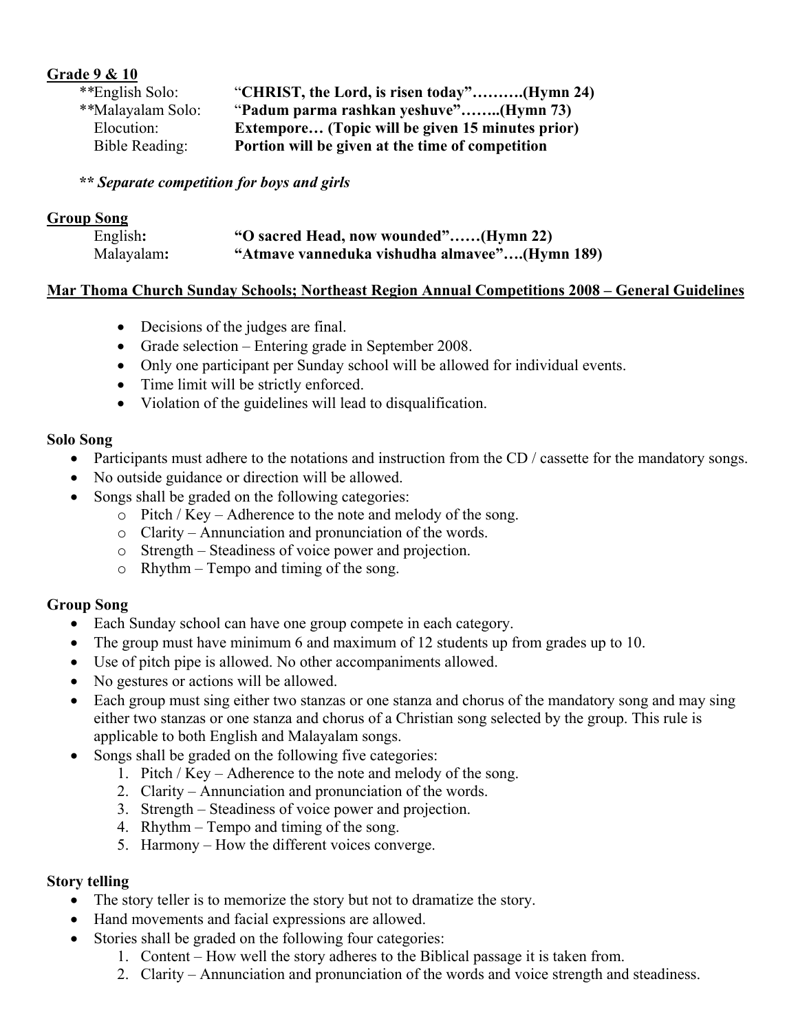**Grade 9 & 10**

| | |
|---|---|
| **English Solo: | "**CHRIST, the Lord, is risen today"……….(Hymn 24)** |
| **Malayalam Solo: | "**Padum parma rashkan yeshuve"……..(Hymn 73)** |
| Elocution: | **Extempore… (Topic will be given 15 minutes prior)** |
| Bible Reading: | **Portion will be given at the time of competition** |

***** Separate competition for boys and girls***

**Group Song**

| | |
|---|---|
| English**:** | **"O sacred Head, now wounded"……(Hymn 22)** |
| Malayalam**:** | **"Atmave vanneduka vishudha almavee"….(Hymn 189)** |

**Mar Thoma Church Sunday Schools; Northeast Region Annual Competitions 2008 – General Guidelines**

- Decisions of the judges are final.
- Grade selection – Entering grade in September 2008.
- Only one participant per Sunday school will be allowed for individual events.
- Time limit will be strictly enforced.
- Violation of the guidelines will lead to disqualification.

**Solo Song**

- Participants must adhere to the notations and instruction from the CD / cassette for the mandatory songs.
- No outside guidance or direction will be allowed.
- Songs shall be graded on the following categories:
  - Pitch / Key – Adherence to the note and melody of the song.
  - Clarity – Annunciation and pronunciation of the words.
  - Strength – Steadiness of voice power and projection.
  - Rhythm – Tempo and timing of the song.

**Group Song**

- Each Sunday school can have one group compete in each category.
- The group must have minimum 6 and maximum of 12 students up from grades up to 10.
- Use of pitch pipe is allowed. No other accompaniments allowed.
- No gestures or actions will be allowed.
- Each group must sing either two stanzas or one stanza and chorus of the mandatory song and may sing either two stanzas or one stanza and chorus of a Christian song selected by the group. This rule is applicable to both English and Malayalam songs.
- Songs shall be graded on the following five categories:
  1. Pitch / Key – Adherence to the note and melody of the song.
  2. Clarity – Annunciation and pronunciation of the words.
  3. Strength – Steadiness of voice power and projection.
  4. Rhythm – Tempo and timing of the song.
  5. Harmony – How the different voices converge.

**Story telling**

- The story teller is to memorize the story but not to dramatize the story.
- Hand movements and facial expressions are allowed.
- Stories shall be graded on the following four categories:
  1. Content – How well the story adheres to the Biblical passage it is taken from.
  2. Clarity – Annunciation and pronunciation of the words and voice strength and steadiness.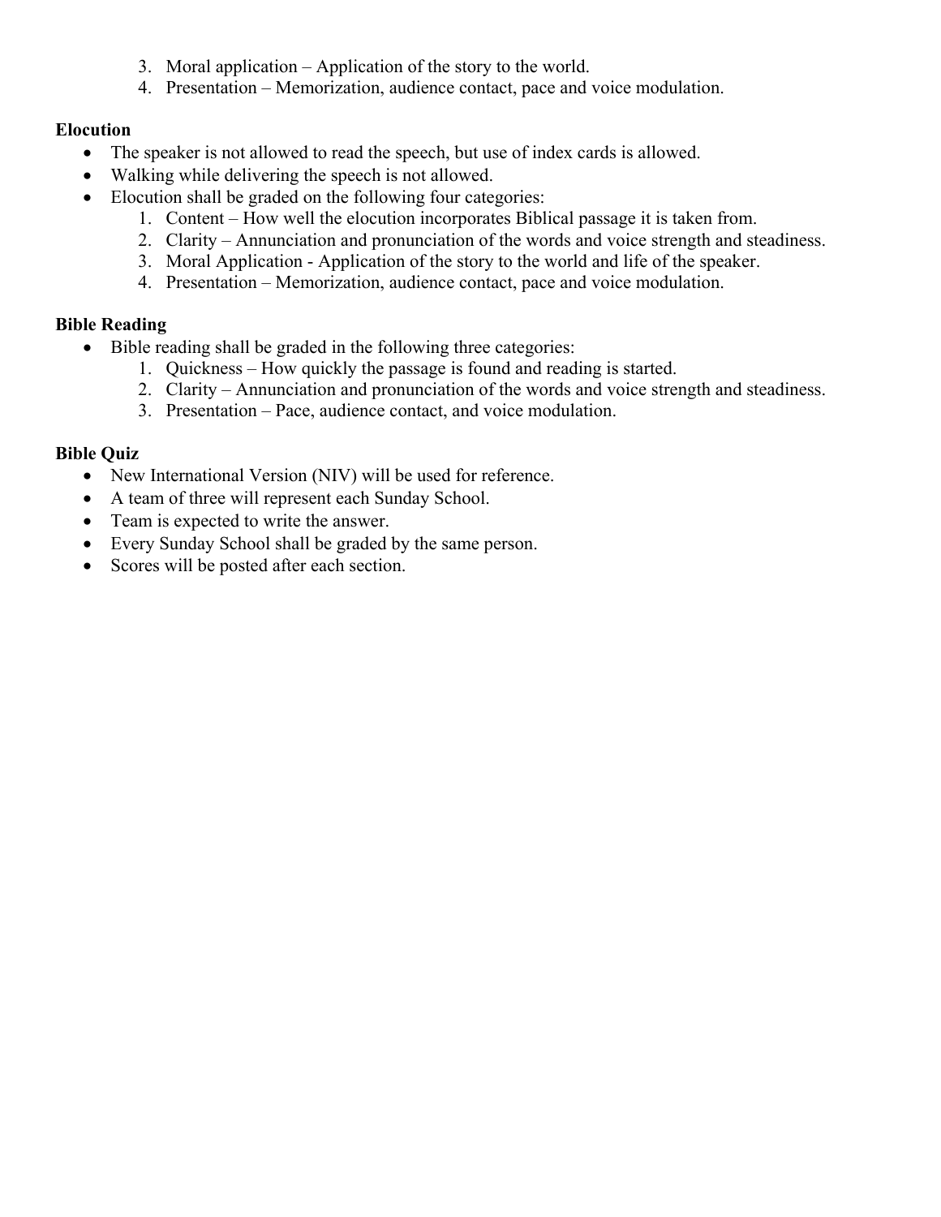3. Moral application – Application of the story to the world.
4. Presentation – Memorization, audience contact, pace and voice modulation.

**Elocution**

- The speaker is not allowed to read the speech, but use of index cards is allowed.
- Walking while delivering the speech is not allowed.
- Elocution shall be graded on the following four categories:
  1. Content – How well the elocution incorporates Biblical passage it is taken from.
  2. Clarity – Annunciation and pronunciation of the words and voice strength and steadiness.
  3. Moral Application - Application of the story to the world and life of the speaker.
  4. Presentation – Memorization, audience contact, pace and voice modulation.

**Bible Reading**

- Bible reading shall be graded in the following three categories:
  1. Quickness – How quickly the passage is found and reading is started.
  2. Clarity – Annunciation and pronunciation of the words and voice strength and steadiness.
  3. Presentation – Pace, audience contact, and voice modulation.

**Bible Quiz**

- New International Version (NIV) will be used for reference.
- A team of three will represent each Sunday School.
- Team is expected to write the answer.
- Every Sunday School shall be graded by the same person.
- Scores will be posted after each section.